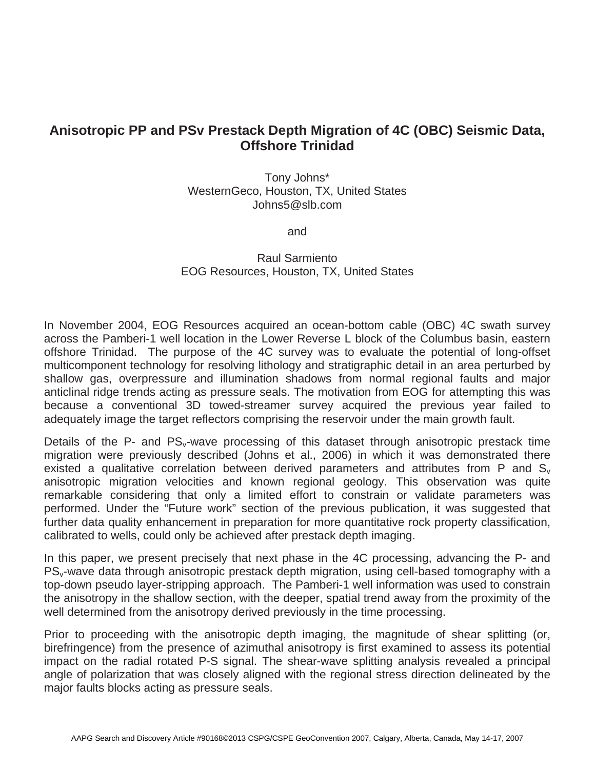# Anisotropic PP and PSv Prestack Depth Migration of 4C (OBC) Seismic Data, Offshore Trinidad

Tony Johns*
WesternGeco, Houston, TX, United States
Johns5@slb.com

and

Raul Sarmiento
EOG Resources, Houston, TX, United States

In November 2004, EOG Resources acquired an ocean-bottom cable (OBC) 4C swath survey across the Pamberi-1 well location in the Lower Reverse L block of the Columbus basin, eastern offshore Trinidad. The purpose of the 4C survey was to evaluate the potential of long-offset multicomponent technology for resolving lithology and stratigraphic detail in an area perturbed by shallow gas, overpressure and illumination shadows from normal regional faults and major anticlinal ridge trends acting as pressure seals. The motivation from EOG for attempting this was because a conventional 3D towed-streamer survey acquired the previous year failed to adequately image the target reflectors comprising the reservoir under the main growth fault.

Details of the P- and $PS_v$-wave processing of this dataset through anisotropic prestack time migration were previously described (Johns et al., 2006) in which it was demonstrated there existed a qualitative correlation between derived parameters and attributes from P and $S_v$ anisotropic migration velocities and known regional geology. This observation was quite remarkable considering that only a limited effort to constrain or validate parameters was performed. Under the "Future work" section of the previous publication, it was suggested that further data quality enhancement in preparation for more quantitative rock property classification, calibrated to wells, could only be achieved after prestack depth imaging.

In this paper, we present precisely that next phase in the 4C processing, advancing the P- and $PS_v$-wave data through anisotropic prestack depth migration, using cell-based tomography with a top-down pseudo layer-stripping approach. The Pamberi-1 well information was used to constrain the anisotropy in the shallow section, with the deeper, spatial trend away from the proximity of the well determined from the anisotropy derived previously in the time processing.

Prior to proceeding with the anisotropic depth imaging, the magnitude of shear splitting (or, birefringence) from the presence of azimuthal anisotropy is first examined to assess its potential impact on the radial rotated P-S signal. The shear-wave splitting analysis revealed a principal angle of polarization that was closely aligned with the regional stress direction delineated by the major faults blocks acting as pressure seals.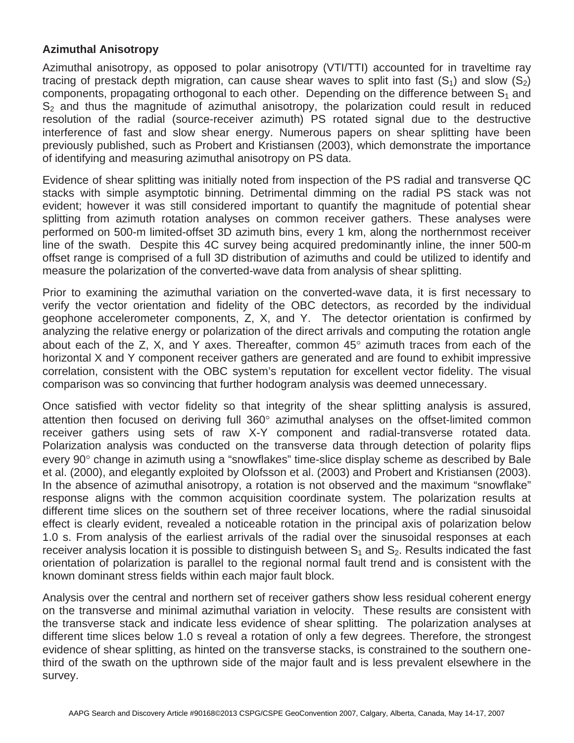**Azimuthal Anisotropy**

Azimuthal anisotropy, as opposed to polar anisotropy (VTI/TTI) accounted for in traveltime ray tracing of prestack depth migration, can cause shear waves to split into fast ($S_1$) and slow ($S_2$) components, propagating orthogonal to each other. Depending on the difference between $S_1$ and $S_2$ and thus the magnitude of azimuthal anisotropy, the polarization could result in reduced resolution of the radial (source-receiver azimuth) PS rotated signal due to the destructive interference of fast and slow shear energy. Numerous papers on shear splitting have been previously published, such as Probert and Kristiansen (2003), which demonstrate the importance of identifying and measuring azimuthal anisotropy on PS data.

Evidence of shear splitting was initially noted from inspection of the PS radial and transverse QC stacks with simple asymptotic binning. Detrimental dimming on the radial PS stack was not evident; however it was still considered important to quantify the magnitude of potential shear splitting from azimuth rotation analyses on common receiver gathers. These analyses were performed on 500-m limited-offset 3D azimuth bins, every 1 km, along the northernmost receiver line of the swath. Despite this 4C survey being acquired predominantly inline, the inner 500-m offset range is comprised of a full 3D distribution of azimuths and could be utilized to identify and measure the polarization of the converted-wave data from analysis of shear splitting.

Prior to examining the azimuthal variation on the converted-wave data, it is first necessary to verify the vector orientation and fidelity of the OBC detectors, as recorded by the individual geophone accelerometer components, Z, X, and Y. The detector orientation is confirmed by analyzing the relative energy or polarization of the direct arrivals and computing the rotation angle about each of the Z, X, and Y axes. Thereafter, common 45° azimuth traces from each of the horizontal X and Y component receiver gathers are generated and are found to exhibit impressive correlation, consistent with the OBC system's reputation for excellent vector fidelity. The visual comparison was so convincing that further hodogram analysis was deemed unnecessary.

Once satisfied with vector fidelity so that integrity of the shear splitting analysis is assured, attention then focused on deriving full 360° azimuthal analyses on the offset-limited common receiver gathers using sets of raw X-Y component and radial-transverse rotated data. Polarization analysis was conducted on the transverse data through detection of polarity flips every 90° change in azimuth using a "snowflakes" time-slice display scheme as described by Bale et al. (2000), and elegantly exploited by Olofsson et al. (2003) and Probert and Kristiansen (2003). In the absence of azimuthal anisotropy, a rotation is not observed and the maximum "snowflake" response aligns with the common acquisition coordinate system. The polarization results at different time slices on the southern set of three receiver locations, where the radial sinusoidal effect is clearly evident, revealed a noticeable rotation in the principal axis of polarization below 1.0 s. From analysis of the earliest arrivals of the radial over the sinusoidal responses at each receiver analysis location it is possible to distinguish between $S_1$ and $S_2$. Results indicated the fast orientation of polarization is parallel to the regional normal fault trend and is consistent with the known dominant stress fields within each major fault block.

Analysis over the central and northern set of receiver gathers show less residual coherent energy on the transverse and minimal azimuthal variation in velocity. These results are consistent with the transverse stack and indicate less evidence of shear splitting. The polarization analyses at different time slices below 1.0 s reveal a rotation of only a few degrees. Therefore, the strongest evidence of shear splitting, as hinted on the transverse stacks, is constrained to the southern one-third of the swath on the upthrown side of the major fault and is less prevalent elsewhere in the survey.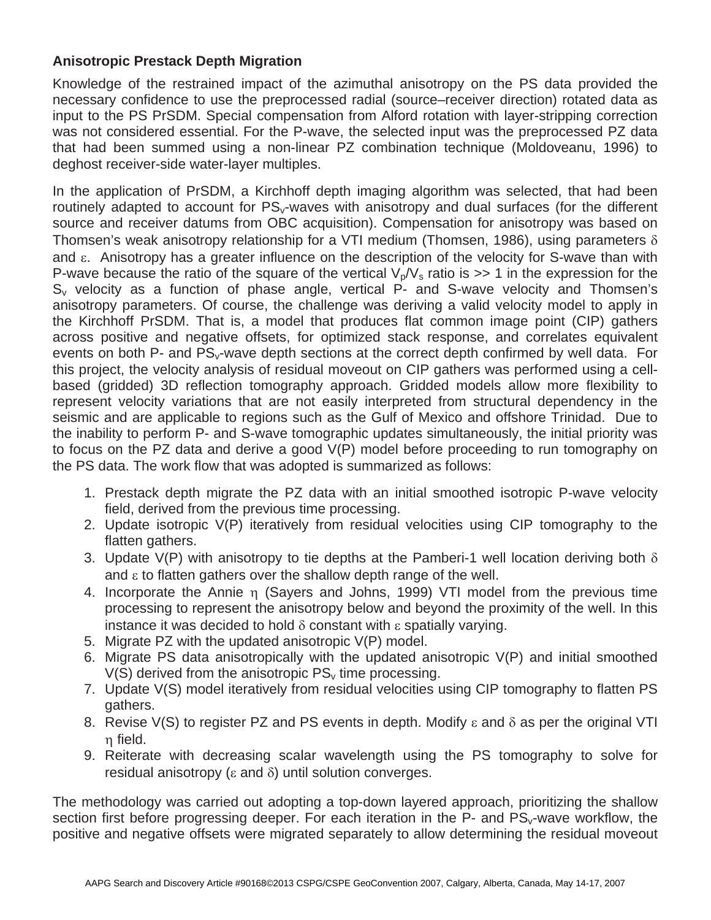**Anisotropic Prestack Depth Migration**

Knowledge of the restrained impact of the azimuthal anisotropy on the PS data provided the necessary confidence to use the preprocessed radial (source–receiver direction) rotated data as input to the PS PrSDM. Special compensation from Alford rotation with layer-stripping correction was not considered essential. For the P-wave, the selected input was the preprocessed PZ data that had been summed using a non-linear PZ combination technique (Moldoveanu, 1996) to deghost receiver-side water-layer multiples.

In the application of PrSDM, a Kirchhoff depth imaging algorithm was selected, that had been routinely adapted to account for $PS_v$-waves with anisotropy and dual surfaces (for the different source and receiver datums from OBC acquisition). Compensation for anisotropy was based on Thomsen's weak anisotropy relationship for a VTI medium (Thomsen, 1986), using parameters $\delta$ and $\varepsilon$. Anisotropy has a greater influence on the description of the velocity for S-wave than with P-wave because the ratio of the square of the vertical $V_p/V_s$ ratio is >> 1 in the expression for the $S_v$ velocity as a function of phase angle, vertical P- and S-wave velocity and Thomsen's anisotropy parameters. Of course, the challenge was deriving a valid velocity model to apply in the Kirchhoff PrSDM. That is, a model that produces flat common image point (CIP) gathers across positive and negative offsets, for optimized stack response, and correlates equivalent events on both P- and $PS_v$-wave depth sections at the correct depth confirmed by well data. For this project, the velocity analysis of residual moveout on CIP gathers was performed using a cell-based (gridded) 3D reflection tomography approach. Gridded models allow more flexibility to represent velocity variations that are not easily interpreted from structural dependency in the seismic and are applicable to regions such as the Gulf of Mexico and offshore Trinidad. Due to the inability to perform P- and S-wave tomographic updates simultaneously, the initial priority was to focus on the PZ data and derive a good V(P) model before proceeding to run tomography on the PS data. The work flow that was adopted is summarized as follows:

1. Prestack depth migrate the PZ data with an initial smoothed isotropic P-wave velocity field, derived from the previous time processing.
2. Update isotropic V(P) iteratively from residual velocities using CIP tomography to the flatten gathers.
3. Update V(P) with anisotropy to tie depths at the Pamberi-1 well location deriving both $\delta$ and $\varepsilon$ to flatten gathers over the shallow depth range of the well.
4. Incorporate the Annie $\eta$ (Sayers and Johns, 1999) VTI model from the previous time processing to represent the anisotropy below and beyond the proximity of the well. In this instance it was decided to hold $\delta$ constant with $\varepsilon$ spatially varying.
5. Migrate PZ with the updated anisotropic V(P) model.
6. Migrate PS data anisotropically with the updated anisotropic V(P) and initial smoothed V(S) derived from the anisotropic $PS_v$ time processing.
7. Update V(S) model iteratively from residual velocities using CIP tomography to flatten PS gathers.
8. Revise V(S) to register PZ and PS events in depth. Modify $\varepsilon$ and $\delta$ as per the original VTI $\eta$ field.
9. Reiterate with decreasing scalar wavelength using the PS tomography to solve for residual anisotropy ($\varepsilon$ and $\delta$) until solution converges.

The methodology was carried out adopting a top-down layered approach, prioritizing the shallow section first before progressing deeper. For each iteration in the P- and $PS_v$-wave workflow, the positive and negative offsets were migrated separately to allow determining the residual moveout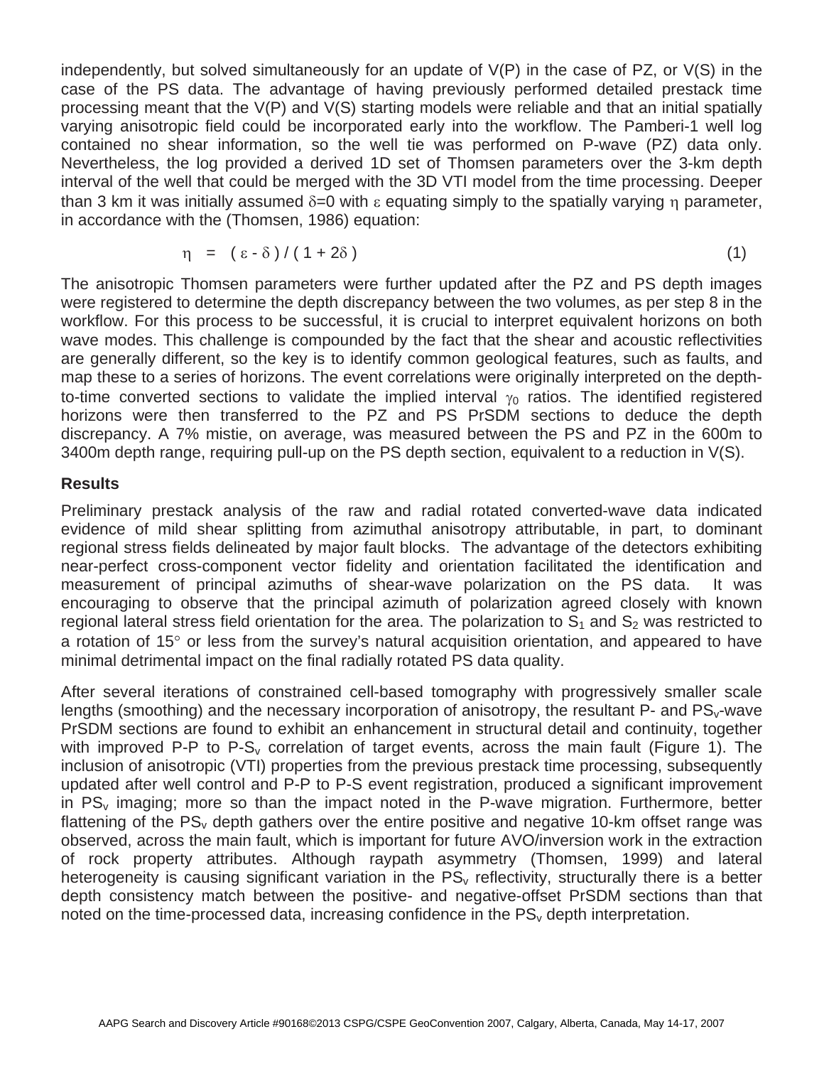independently, but solved simultaneously for an update of V(P) in the case of PZ, or V(S) in the case of the PS data. The advantage of having previously performed detailed prestack time processing meant that the V(P) and V(S) starting models were reliable and that an initial spatially varying anisotropic field could be incorporated early into the workflow. The Pamberi-1 well log contained no shear information, so the well tie was performed on P-wave (PZ) data only. Nevertheless, the log provided a derived 1D set of Thomsen parameters over the 3-km depth interval of the well that could be merged with the 3D VTI model from the time processing. Deeper than 3 km it was initially assumed $\delta$=0 with $\varepsilon$ equating simply to the spatially varying $\eta$ parameter, in accordance with the (Thomsen, 1986) equation:

$$\eta = ( \varepsilon - \delta ) / ( 1 + 2\delta ) \qquad (1)$$

The anisotropic Thomsen parameters were further updated after the PZ and PS depth images were registered to determine the depth discrepancy between the two volumes, as per step 8 in the workflow. For this process to be successful, it is crucial to interpret equivalent horizons on both wave modes. This challenge is compounded by the fact that the shear and acoustic reflectivities are generally different, so the key is to identify common geological features, such as faults, and map these to a series of horizons. The event correlations were originally interpreted on the depth-to-time converted sections to validate the implied interval $\gamma_0$ ratios. The identified registered horizons were then transferred to the PZ and PS PrSDM sections to deduce the depth discrepancy. A 7% mistie, on average, was measured between the PS and PZ in the 600m to 3400m depth range, requiring pull-up on the PS depth section, equivalent to a reduction in V(S).

## Results

Preliminary prestack analysis of the raw and radial rotated converted-wave data indicated evidence of mild shear splitting from azimuthal anisotropy attributable, in part, to dominant regional stress fields delineated by major fault blocks. The advantage of the detectors exhibiting near-perfect cross-component vector fidelity and orientation facilitated the identification and measurement of principal azimuths of shear-wave polarization on the PS data. It was encouraging to observe that the principal azimuth of polarization agreed closely with known regional lateral stress field orientation for the area. The polarization to $S_1$ and $S_2$ was restricted to a rotation of 15° or less from the survey's natural acquisition orientation, and appeared to have minimal detrimental impact on the final radially rotated PS data quality.

After several iterations of constrained cell-based tomography with progressively smaller scale lengths (smoothing) and the necessary incorporation of anisotropy, the resultant P- and $PS_v$-wave PrSDM sections are found to exhibit an enhancement in structural detail and continuity, together with improved P-P to P-$S_v$ correlation of target events, across the main fault (Figure 1). The inclusion of anisotropic (VTI) properties from the previous prestack time processing, subsequently updated after well control and P-P to P-S event registration, produced a significant improvement in $PS_v$ imaging; more so than the impact noted in the P-wave migration. Furthermore, better flattening of the $PS_v$ depth gathers over the entire positive and negative 10-km offset range was observed, across the main fault, which is important for future AVO/inversion work in the extraction of rock property attributes. Although raypath asymmetry (Thomsen, 1999) and lateral heterogeneity is causing significant variation in the $PS_v$ reflectivity, structurally there is a better depth consistency match between the positive- and negative-offset PrSDM sections than that noted on the time-processed data, increasing confidence in the $PS_v$ depth interpretation.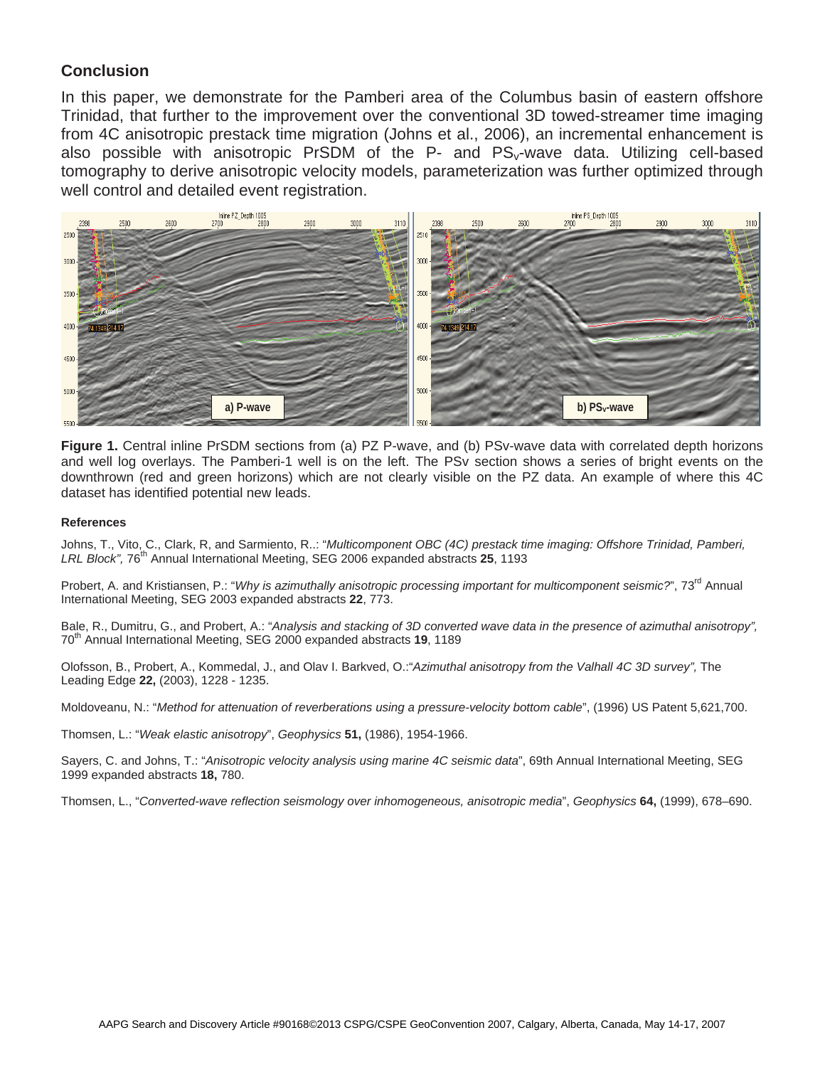## Conclusion

In this paper, we demonstrate for the Pamberi area of the Columbus basin of eastern offshore Trinidad, that further to the improvement over the conventional 3D towed-streamer time imaging from 4C anisotropic prestack time migration (Johns et al., 2006), an incremental enhancement is also possible with anisotropic PrSDM of the P- and $PS_v$-wave data. Utilizing cell-based tomography to derive anisotropic velocity models, parameterization was further optimized through well control and detailed event registration.

a) P-wave

b) $PS_v$-wave

**Figure 1.** Central inline PrSDM sections from (a) PZ P-wave, and (b) PSv-wave data with correlated depth horizons and well log overlays. The Pamberi-1 well is on the left. The PSv section shows a series of bright events on the downthrown (red and green horizons) which are not clearly visible on the PZ data. An example of where this 4C dataset has identified potential new leads.

#### References

Johns, T., Vito, C., Clark, R, and Sarmiento, R..: "*Multicomponent OBC (4C) prestack time imaging: Offshore Trinidad, Pamberi, LRL Block",* 76th Annual International Meeting, SEG 2006 expanded abstracts **25**, 1193

Probert, A. and Kristiansen, P.: "*Why is azimuthally anisotropic processing important for multicomponent seismic?*", 73rd Annual International Meeting, SEG 2003 expanded abstracts **22**, 773.

Bale, R., Dumitru, G., and Probert, A.: "*Analysis and stacking of 3D converted wave data in the presence of azimuthal anisotropy",* 70th Annual International Meeting, SEG 2000 expanded abstracts **19**, 1189

Olofsson, B., Probert, A., Kommedal, J., and Olav I. Barkved, O.:"*Azimuthal anisotropy from the Valhall 4C 3D survey",* The Leading Edge **22,** (2003), 1228 - 1235.

Moldoveanu, N.: "*Method for attenuation of reverberations using a pressure-velocity bottom cable*", (1996) US Patent 5,621,700.

Thomsen, L.: "*Weak elastic anisotropy*", *Geophysics* **51,** (1986), 1954-1966.

Sayers, C. and Johns, T.: "*Anisotropic velocity analysis using marine 4C seismic data*", 69th Annual International Meeting, SEG 1999 expanded abstracts **18,** 780.

Thomsen, L., "*Converted-wave reflection seismology over inhomogeneous, anisotropic media*", *Geophysics* **64,** (1999), 678–690.